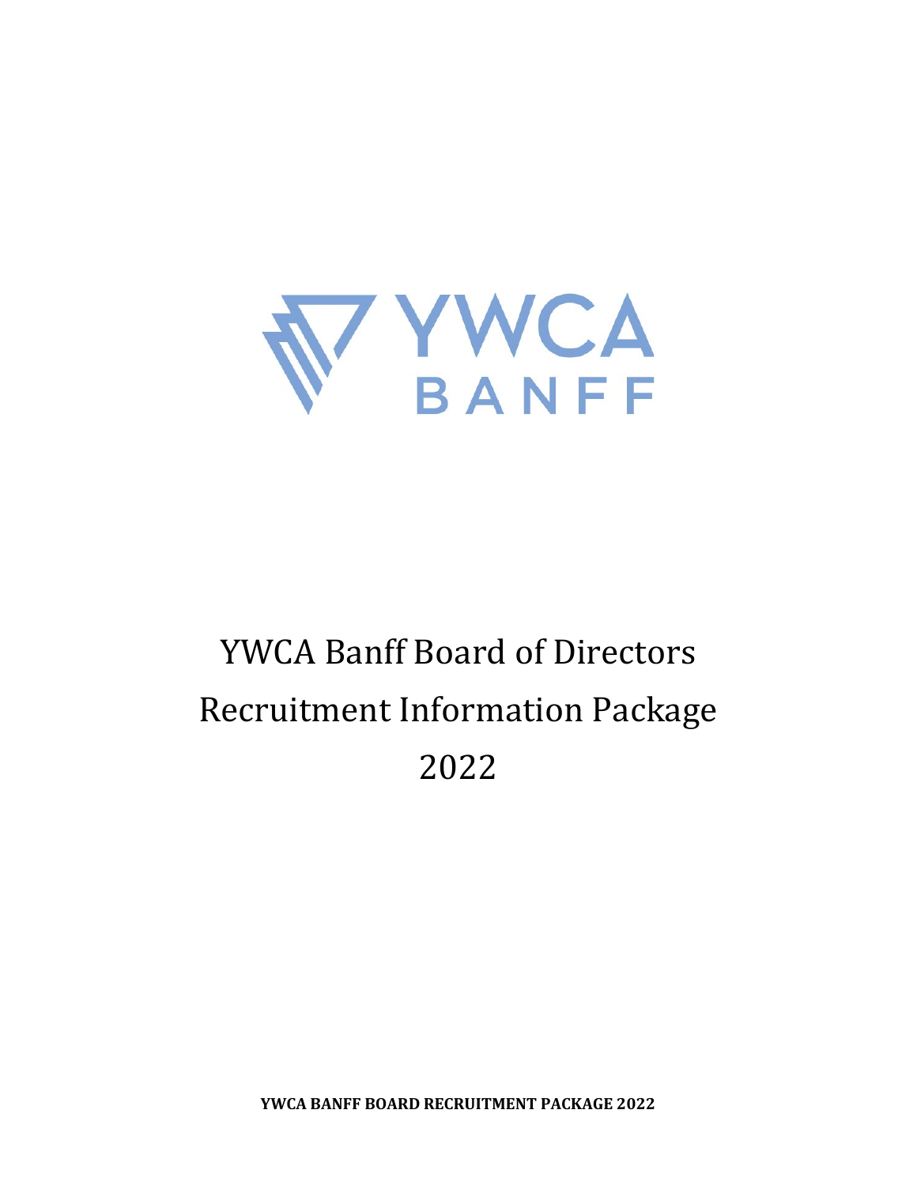YWCA BANFF

# YWCA Banff Board of Directors Recruitment Information Package 2022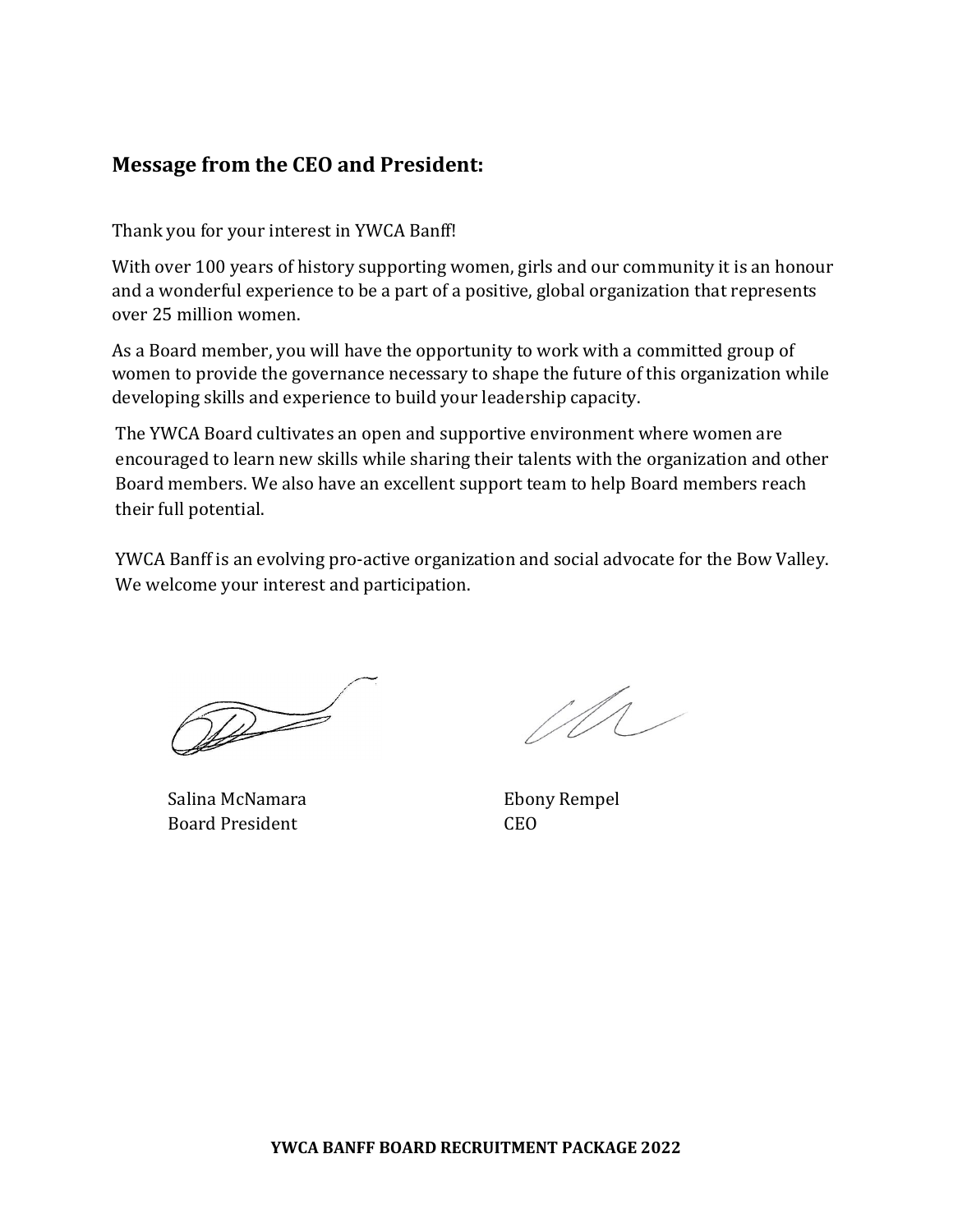## Message from the CEO and President:

Thank you for your interest in YWCA Banff!

With over 100 years of history supporting women, girls and our community it is an honour and a wonderful experience to be a part of a positive, global organization that represents over 25 million women.

As a Board member, you will have the opportunity to work with a committed group of women to provide the governance necessary to shape the future of this organization while developing skills and experience to build your leadership capacity.

The YWCA Board cultivates an open and supportive environment where women are encouraged to learn new skills while sharing their talents with the organization and other Board members. We also have an excellent support team to help Board members reach their full potential.

YWCA Banff is an evolving pro-active organization and social advocate for the Bow Valley. We welcome your interest and participation.

Salina McNamara
Board President

Ebony Rempel
CEO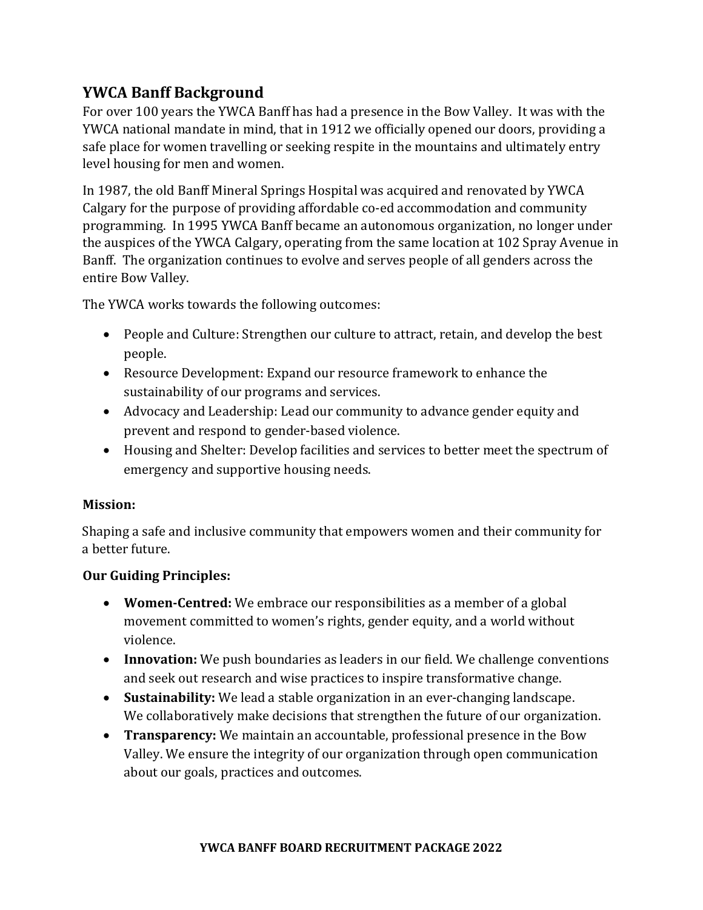## YWCA Banff Background

For over 100 years the YWCA Banff has had a presence in the Bow Valley. It was with the YWCA national mandate in mind, that in 1912 we officially opened our doors, providing a safe place for women travelling or seeking respite in the mountains and ultimately entry level housing for men and women.

In 1987, the old Banff Mineral Springs Hospital was acquired and renovated by YWCA Calgary for the purpose of providing affordable co-ed accommodation and community programming. In 1995 YWCA Banff became an autonomous organization, no longer under the auspices of the YWCA Calgary, operating from the same location at 102 Spray Avenue in Banff. The organization continues to evolve and serves people of all genders across the entire Bow Valley.

The YWCA works towards the following outcomes:

- People and Culture: Strengthen our culture to attract, retain, and develop the best people.
- Resource Development: Expand our resource framework to enhance the sustainability of our programs and services.
- Advocacy and Leadership: Lead our community to advance gender equity and prevent and respond to gender-based violence.
- Housing and Shelter: Develop facilities and services to better meet the spectrum of emergency and supportive housing needs.

**Mission:**

Shaping a safe and inclusive community that empowers women and their community for a better future.

**Our Guiding Principles:**

- **Women-Centred:** We embrace our responsibilities as a member of a global movement committed to women's rights, gender equity, and a world without violence.
- **Innovation:** We push boundaries as leaders in our field. We challenge conventions and seek out research and wise practices to inspire transformative change.
- **Sustainability:** We lead a stable organization in an ever-changing landscape. We collaboratively make decisions that strengthen the future of our organization.
- **Transparency:** We maintain an accountable, professional presence in the Bow Valley. We ensure the integrity of our organization through open communication about our goals, practices and outcomes.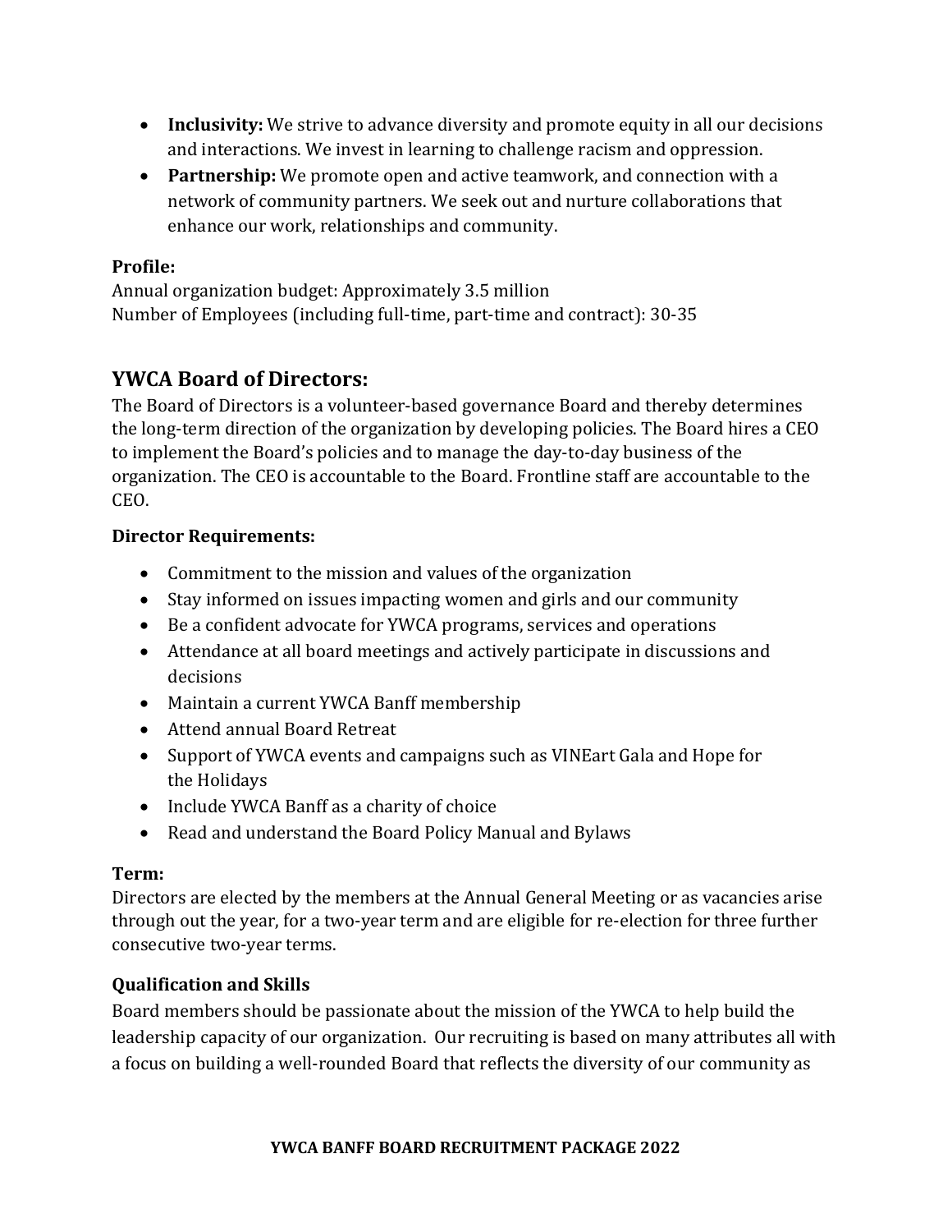- **Inclusivity:** We strive to advance diversity and promote equity in all our decisions and interactions. We invest in learning to challenge racism and oppression.
- **Partnership:** We promote open and active teamwork, and connection with a network of community partners. We seek out and nurture collaborations that enhance our work, relationships and community.

**Profile:**

Annual organization budget: Approximately 3.5 million
Number of Employees (including full-time, part-time and contract): 30-35

## YWCA Board of Directors:

The Board of Directors is a volunteer-based governance Board and thereby determines the long-term direction of the organization by developing policies. The Board hires a CEO to implement the Board's policies and to manage the day-to-day business of the organization. The CEO is accountable to the Board. Frontline staff are accountable to the CEO.

**Director Requirements:**

- Commitment to the mission and values of the organization
- Stay informed on issues impacting women and girls and our community
- Be a confident advocate for YWCA programs, services and operations
- Attendance at all board meetings and actively participate in discussions and decisions
- Maintain a current YWCA Banff membership
- Attend annual Board Retreat
- Support of YWCA events and campaigns such as VINEart Gala and Hope for the Holidays
- Include YWCA Banff as a charity of choice
- Read and understand the Board Policy Manual and Bylaws

**Term:**

Directors are elected by the members at the Annual General Meeting or as vacancies arise through out the year, for a two-year term and are eligible for re-election for three further consecutive two-year terms.

**Qualification and Skills**

Board members should be passionate about the mission of the YWCA to help build the leadership capacity of our organization. Our recruiting is based on many attributes all with a focus on building a well-rounded Board that reflects the diversity of our community as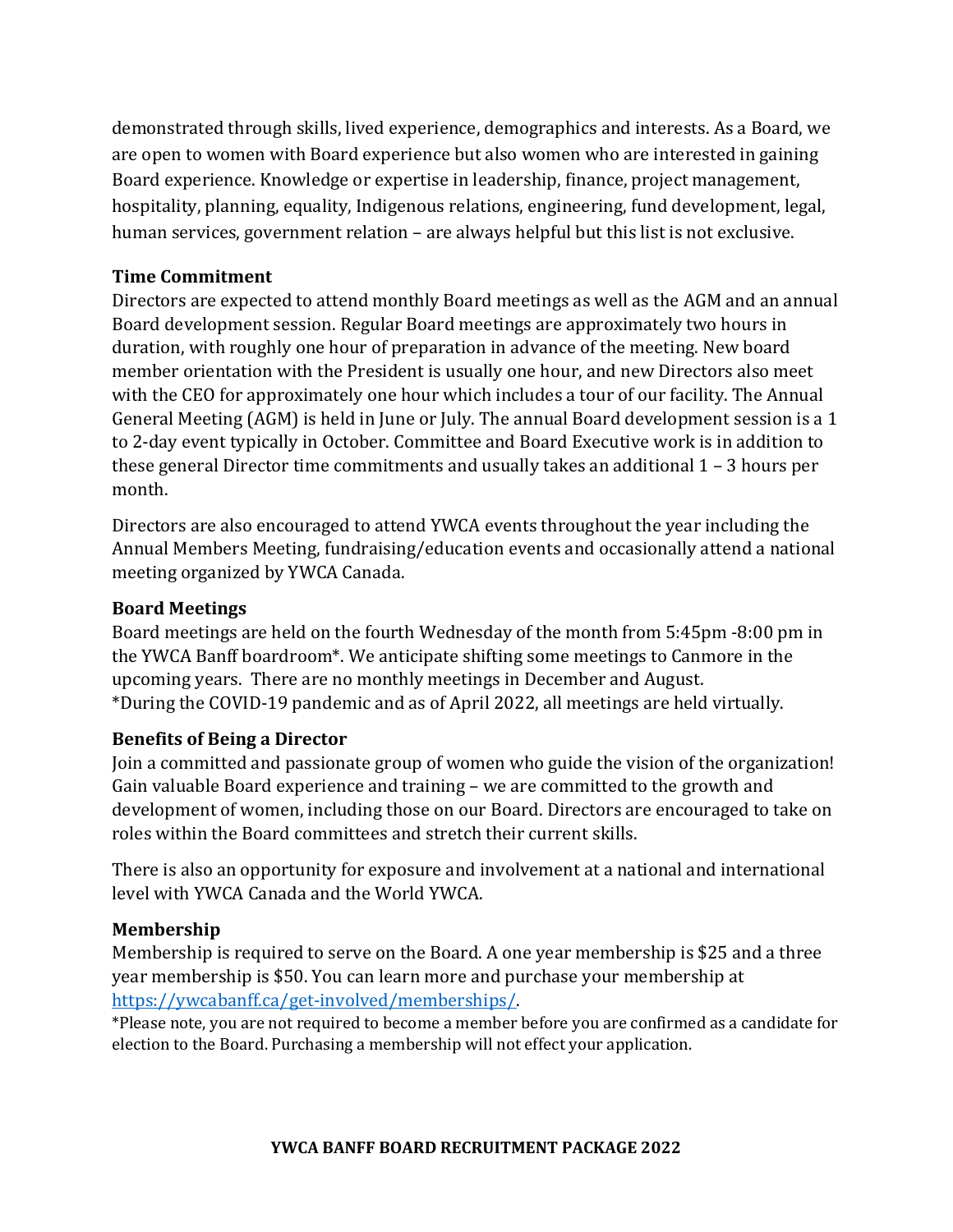demonstrated through skills, lived experience, demographics and interests. As a Board, we are open to women with Board experience but also women who are interested in gaining Board experience. Knowledge or expertise in leadership, finance, project management, hospitality, planning, equality, Indigenous relations, engineering, fund development, legal, human services, government relation – are always helpful but this list is not exclusive.

**Time Commitment**

Directors are expected to attend monthly Board meetings as well as the AGM and an annual Board development session. Regular Board meetings are approximately two hours in duration, with roughly one hour of preparation in advance of the meeting. New board member orientation with the President is usually one hour, and new Directors also meet with the CEO for approximately one hour which includes a tour of our facility. The Annual General Meeting (AGM) is held in June or July. The annual Board development session is a 1 to 2-day event typically in October. Committee and Board Executive work is in addition to these general Director time commitments and usually takes an additional 1 – 3 hours per month.

Directors are also encouraged to attend YWCA events throughout the year including the Annual Members Meeting, fundraising/education events and occasionally attend a national meeting organized by YWCA Canada.

**Board Meetings**

Board meetings are held on the fourth Wednesday of the month from 5:45pm -8:00 pm in the YWCA Banff boardroom*. We anticipate shifting some meetings to Canmore in the upcoming years. There are no monthly meetings in December and August.
*During the COVID-19 pandemic and as of April 2022, all meetings are held virtually.

**Benefits of Being a Director**

Join a committed and passionate group of women who guide the vision of the organization! Gain valuable Board experience and training – we are committed to the growth and development of women, including those on our Board. Directors are encouraged to take on roles within the Board committees and stretch their current skills.

There is also an opportunity for exposure and involvement at a national and international level with YWCA Canada and the World YWCA.

**Membership**

Membership is required to serve on the Board. A one year membership is $25 and a three year membership is $50. You can learn more and purchase your membership at [https://ywcabanff.ca/get-involved/memberships/](https://ywcabanff.ca/get-involved/memberships/).

*Please note, you are not required to become a member before you are confirmed as a candidate for election to the Board. Purchasing a membership will not effect your application.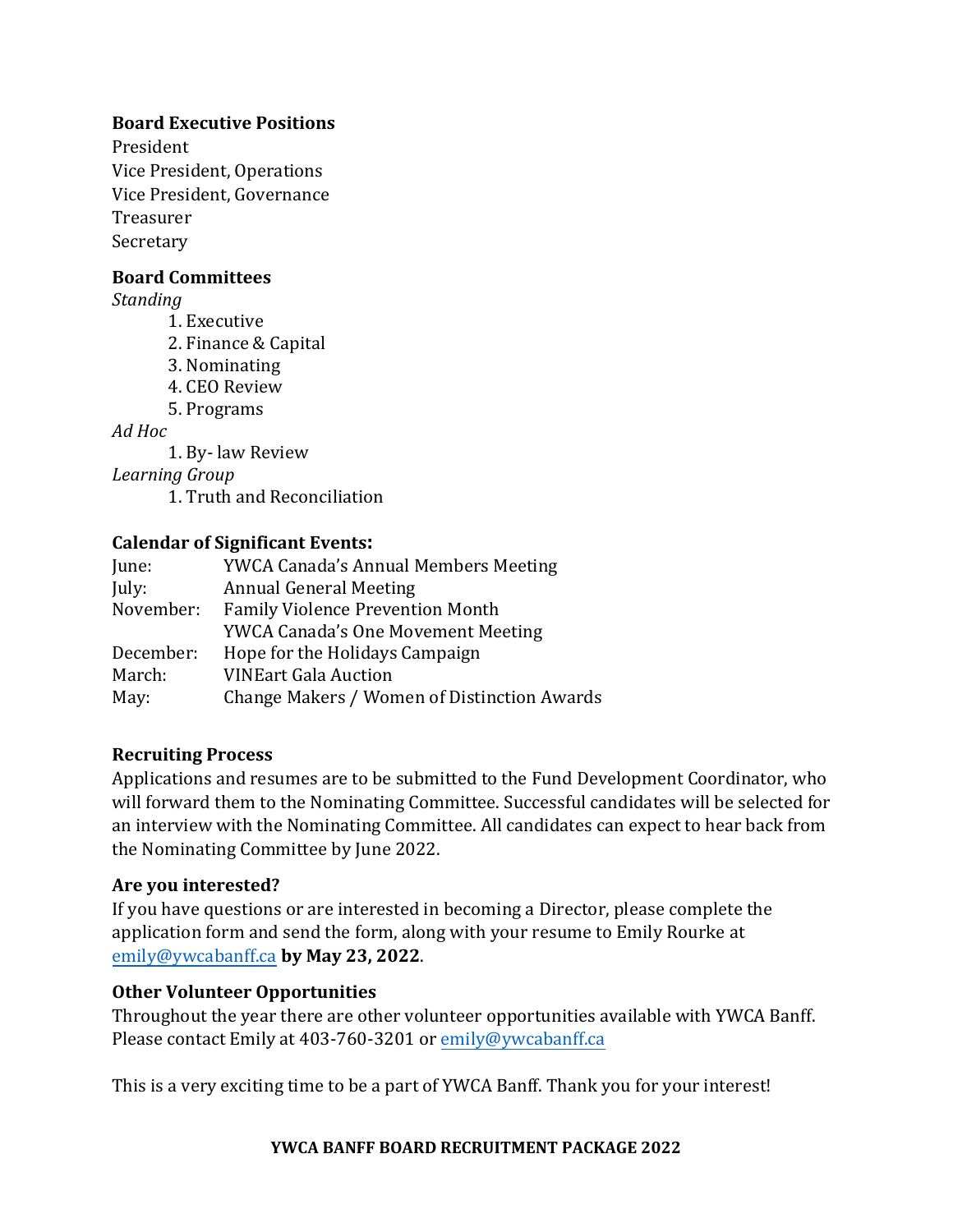**Board Executive Positions**

President
Vice President, Operations
Vice President, Governance
Treasurer
Secretary

**Board Committees**

*Standing*

1. Executive
2. Finance & Capital
3. Nominating
4. CEO Review
5. Programs

*Ad Hoc*

1. By- law Review

*Learning Group*

1. Truth and Reconciliation

**Calendar of Significant Events:**

| | |
|---|---|
| June: | YWCA Canada's Annual Members Meeting |
| July: | Annual General Meeting |
| November: | Family Violence Prevention Month |
| | YWCA Canada's One Movement Meeting |
| December: | Hope for the Holidays Campaign |
| March: | VINEart Gala Auction |
| May: | Change Makers / Women of Distinction Awards |

**Recruiting Process**

Applications and resumes are to be submitted to the Fund Development Coordinator, who will forward them to the Nominating Committee. Successful candidates will be selected for an interview with the Nominating Committee. All candidates can expect to hear back from the Nominating Committee by June 2022.

**Are you interested?**

If you have questions or are interested in becoming a Director, please complete the application form and send the form, along with your resume to Emily Rourke at emily@ywcabanff.ca **by May 23, 2022**.

**Other Volunteer Opportunities**

Throughout the year there are other volunteer opportunities available with YWCA Banff. Please contact Emily at 403-760-3201 or emily@ywcabanff.ca

This is a very exciting time to be a part of YWCA Banff. Thank you for your interest!